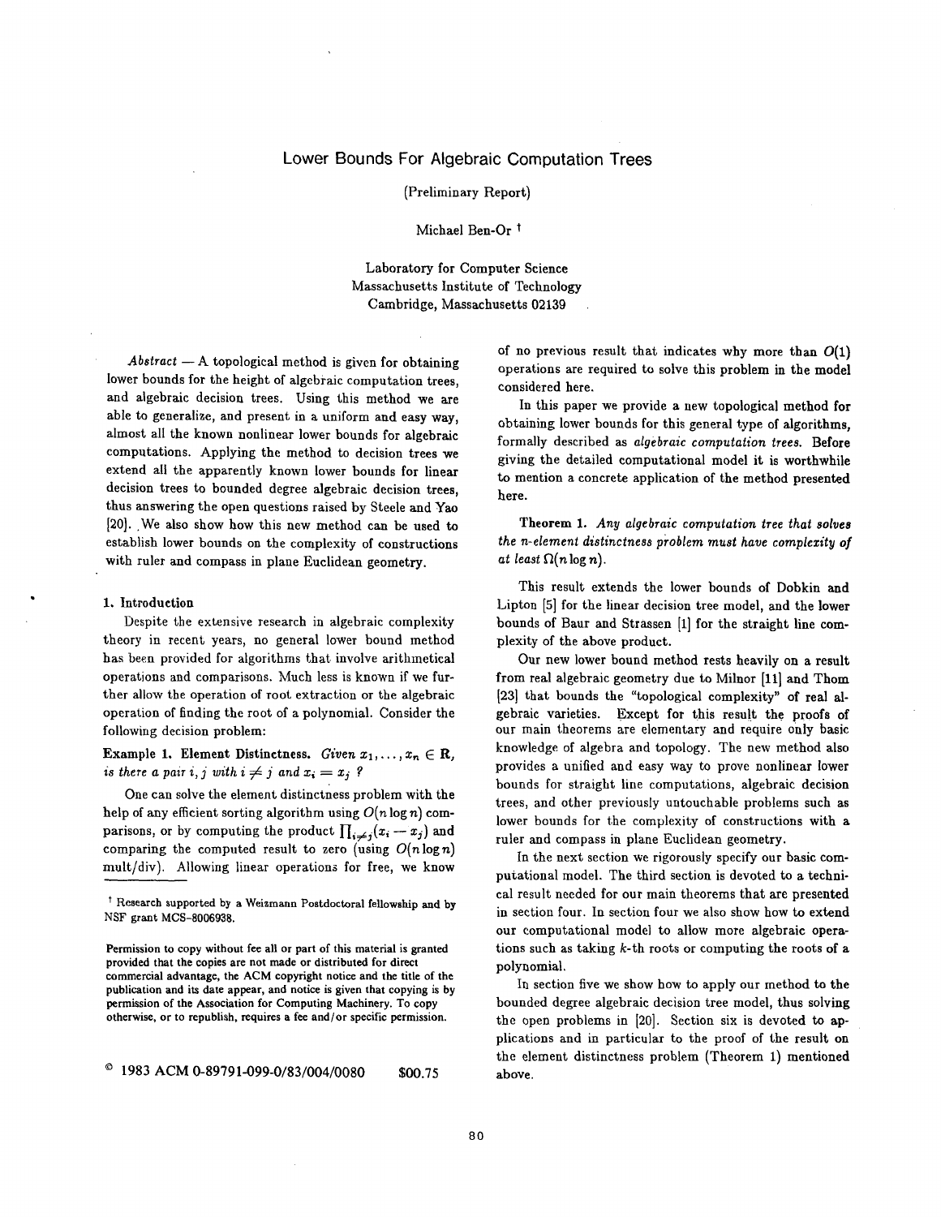# Lower Bounds For Algebraic Computation Trees

(Preliminary Report)

Michael Ben-Or [†]

Laboratory for Computer Science
Massachusetts Institute of Technology
Cambridge, Massachusetts 02139

*Abstract* — A topological method is given for obtaining lower bounds for the height of algebraic computation trees, and algebraic decision trees. Using this method we are able to generalize, and present in a uniform and easy way, almost all the known nonlinear lower bounds for algebraic computations. Applying the method to decision trees we extend all the apparently known lower bounds for linear decision trees to bounded degree algebraic decision trees, thus answering the open questions raised by Steele and Yao [20]. We also show how this new method can be used to establish lower bounds on the complexity of constructions with ruler and compass in plane Euclidean geometry.

## 1. Introduction

Despite the extensive research in algebraic complexity theory in recent years, no general lower bound method has been provided for algorithms that involve arithmetical operations and comparisons. Much less is known if we further allow the operation of root extraction or the algebraic operation of finding the root of a polynomial. Consider the following decision problem:

**Example 1. Element Distinctness.** *Given $x_1, \ldots, x_n \in \mathbf{R}$, is there a pair $i, j$ with $i \neq j$ and $x_i = x_j$ ?*

One can solve the element distinctness problem with the help of any efficient sorting algorithm using $O(n \log n)$ comparisons, or by computing the product $\prod_{i \neq j}(x_i - x_j)$ and comparing the computed result to zero (using $O(n \log n)$ mult/div). Allowing linear operations for free, we know of no previous result that indicates why more than $O(1)$ operations are required to solve this problem in the model considered here.

In this paper we provide a new topological method for obtaining lower bounds for this general type of algorithms, formally described as *algebraic computation trees*. Before giving the detailed computational model it is worthwhile to mention a concrete application of the method presented here.

**Theorem 1.** *Any algebraic computation tree that solves the n-element distinctness problem must have complexity of at least $\Omega(n \log n)$.*

This result extends the lower bounds of Dobkin and Lipton [5] for the linear decision tree model, and the lower bounds of Baur and Strassen [1] for the straight line complexity of the above product.

Our new lower bound method rests heavily on a result from real algebraic geometry due to Milnor [11] and Thom [23] that bounds the "topological complexity" of real algebraic varieties. Except for this result the proofs of our main theorems are elementary and require only basic knowledge of algebra and topology. The new method also provides a unified and easy way to prove nonlinear lower bounds for straight line computations, algebraic decision trees, and other previously untouchable problems such as lower bounds for the complexity of constructions with a ruler and compass in plane Euclidean geometry.

In the next section we rigorously specify our basic computational model. The third section is devoted to a technical result needed for our main theorems that are presented in section four. In section four we also show how to extend our computational model to allow more algebraic operations such as taking $k$-th roots or computing the roots of a polynomial.

In section five we show how to apply our method to the bounded degree algebraic decision tree model, thus solving the open problems in [20]. Section six is devoted to applications and in particular to the proof of the result on the element distinctness problem (Theorem 1) mentioned above.

---

[†] Research supported by a Weizmann Postdoctoral fellowship and by NSF grant MCS-8006938.

Permission to copy without fee all or part of this material is granted provided that the copies are not made or distributed for direct commercial advantage, the ACM copyright notice and the title of the publication and its date appear, and notice is given that copying is by permission of the Association for Computing Machinery. To copy otherwise, or to republish, requires a fee and/or specific permission.

© 1983 ACM 0-89791-099-0/83/004/0080 $00.75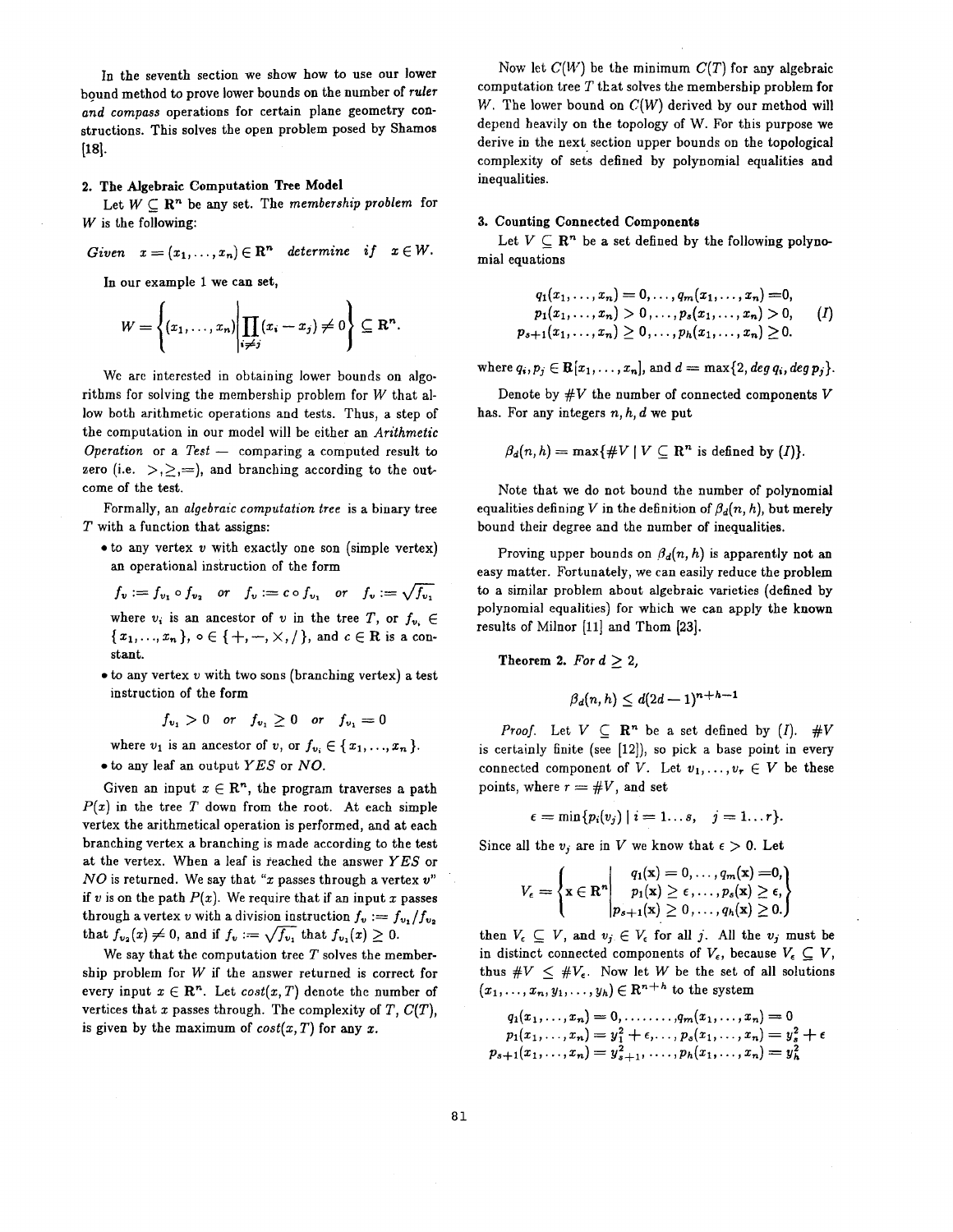In the seventh section we show how to use our lower bound method to prove lower bounds on the number of *ruler and compass* operations for certain plane geometry constructions. This solves the open problem posed by Shamos [18].

## 2. The Algebraic Computation Tree Model

Let $W \subseteq \mathbf{R}^n$ be any set. The *membership problem* for $W$ is the following:

*Given* $x = (x_1, \ldots, x_n) \in \mathbf{R}^n$ *determine if* $x \in W$.

In our example 1 we can set,

$$W = \left\{ (x_1, \ldots, x_n) \middle| \prod_{i \neq j} (x_i - x_j) \neq 0 \right\} \subseteq \mathbf{R}^n.$$

We are interested in obtaining lower bounds on algorithms for solving the membership problem for $W$ that allow both arithmetic operations and tests. Thus, a step of the computation in our model will be either an *Arithmetic Operation* or a *Test* — comparing a computed result to zero (i.e. $>, \geq, =$), and branching according to the outcome of the test.

Formally, an *algebraic computation tree* is a binary tree $T$ with a function that assigns:

- to any vertex $v$ with exactly one son (simple vertex) an operational instruction of the form

  $f_v := f_{v_1} \circ f_{v_2}$ or $f_v := c \circ f_{v_1}$ or $f_v := \sqrt{f_{v_1}}$

  where $v_i$ is an ancestor of $v$ in the tree $T$, or $f_{v_i} \in \{x_1, \ldots, x_n\}$, $\circ \in \{+, -, \times, /\}$, and $c \in \mathbf{R}$ is a constant.

- to any vertex $v$ with two sons (branching vertex) a test instruction of the form

  $f_{v_1} > 0$ or $f_{v_1} \geq 0$ or $f_{v_1} = 0$

  where $v_1$ is an ancestor of $v$, or $f_{v_1} \in \{x_1, \ldots, x_n\}$.

- to any leaf an output *YES* or *NO*.

Given an input $x \in \mathbf{R}^n$, the program traverses a path $P(x)$ in the tree $T$ down from the root. At each simple vertex the arithmetical operation is performed, and at each branching vertex a branching is made according to the test at the vertex. When a leaf is reached the answer *YES* or *NO* is returned. We say that "$x$ passes through a vertex $v$" if $v$ is on the path $P(x)$. We require that if an input $x$ passes through a vertex $v$ with a division instruction $f_v := f_{v_1}/f_{v_2}$ that $f_{v_2}(x) \neq 0$, and if $f_v := \sqrt{f_{v_1}}$ that $f_{v_1}(x) \geq 0$.

We say that the computation tree $T$ solves the membership problem for $W$ if the answer returned is correct for every input $x \in \mathbf{R}^n$. Let $cost(x, T)$ denote the number of vertices that $x$ passes through. The complexity of $T$, $C(T)$, is given by the maximum of $cost(x, T)$ for any $x$.

Now let $C(W)$ be the minimum $C(T)$ for any algebraic computation tree $T$ that solves the membership problem for $W$. The lower bound on $C(W)$ derived by our method will depend heavily on the topology of W. For this purpose we derive in the next section upper bounds on the topological complexity of sets defined by polynomial equalities and inequalities.

## 3. Counting Connected Components

Let $V \subseteq \mathbf{R}^n$ be a set defined by the following polynomial equations

$$\begin{array}{c} q_1(x_1, \ldots, x_n) = 0, \ldots, q_m(x_1, \ldots, x_n) = 0, \\ p_1(x_1, \ldots, x_n) > 0, \ldots, p_s(x_1, \ldots, x_n) > 0, \\ p_{s+1}(x_1, \ldots, x_n) \geq 0, \ldots, p_h(x_1, \ldots, x_n) \geq 0. \end{array} \qquad (I)$$

where $q_i, p_j \in \mathbf{R}[x_1, \ldots, x_n]$, and $d = \max\{2, deg\, q_i, deg\, p_j\}$.

Denote by $\#V$ the number of connected components $V$ has. For any integers $n, h, d$ we put

$$\beta_d(n, h) = \max\{\#V \mid V \subseteq \mathbf{R}^n \text{ is defined by } (I)\}.$$

Note that we do not bound the number of polynomial equalities defining $V$ in the definition of $\beta_d(n, h)$, but merely bound their degree and the number of inequalities.

Proving upper bounds on $\beta_d(n, h)$ is apparently not an easy matter. Fortunately, we can easily reduce the problem to a similar problem about algebraic varieties (defined by polynomial equalities) for which we can apply the known results of Milnor [11] and Thom [23].

**Theorem 2.** *For* $d \geq 2$,

$$\beta_d(n, h) \leq d(2d - 1)^{n+h-1}$$

*Proof.* Let $V \subseteq \mathbf{R}^n$ be a set defined by $(I)$. $\#V$ is certainly finite (see [12]), so pick a base point in every connected component of $V$. Let $v_1, \ldots, v_r \in V$ be these points, where $r = \#V$, and set

$$\epsilon = \min\{p_i(v_j) \mid i = 1 \ldots s, \quad j = 1 \ldots r\}.$$

Since all the $v_j$ are in $V$ we know that $\epsilon > 0$. Let

$$V_\epsilon = \left\{ \mathbf{x} \in \mathbf{R}^n \middle| \begin{array}{l} q_1(\mathbf{x}) = 0, \ldots, q_m(\mathbf{x}) = 0, \\ p_1(\mathbf{x}) \geq \epsilon, \ldots, p_s(\mathbf{x}) \geq \epsilon, \\ p_{s+1}(\mathbf{x}) \geq 0, \ldots, q_h(\mathbf{x}) \geq 0. \end{array} \right\}$$

then $V_\epsilon \subseteq V$, and $v_j \in V_\epsilon$ for all $j$. All the $v_j$ must be in distinct connected components of $V_\epsilon$, because $V_\epsilon \subseteq V$, thus $\#V \leq \#V_\epsilon$. Now let $W$ be the set of all solutions $(x_1, \ldots, x_n, y_1, \ldots, y_h) \in \mathbf{R}^{n+h}$ to the system

$$\begin{array}{c} q_1(x_1, \ldots, x_n) = 0, \ldots\ldots\ldots, q_m(x_1, \ldots, x_n) = 0 \\ p_1(x_1, \ldots, x_n) = y_1^2 + \epsilon, \ldots, p_s(x_1, \ldots, x_n) = y_s^2 + \epsilon \\ p_{s+1}(x_1, \ldots, x_n) = y_{s+1}^2, \ldots, p_h(x_1, \ldots, x_n) = y_h^2 \end{array}$$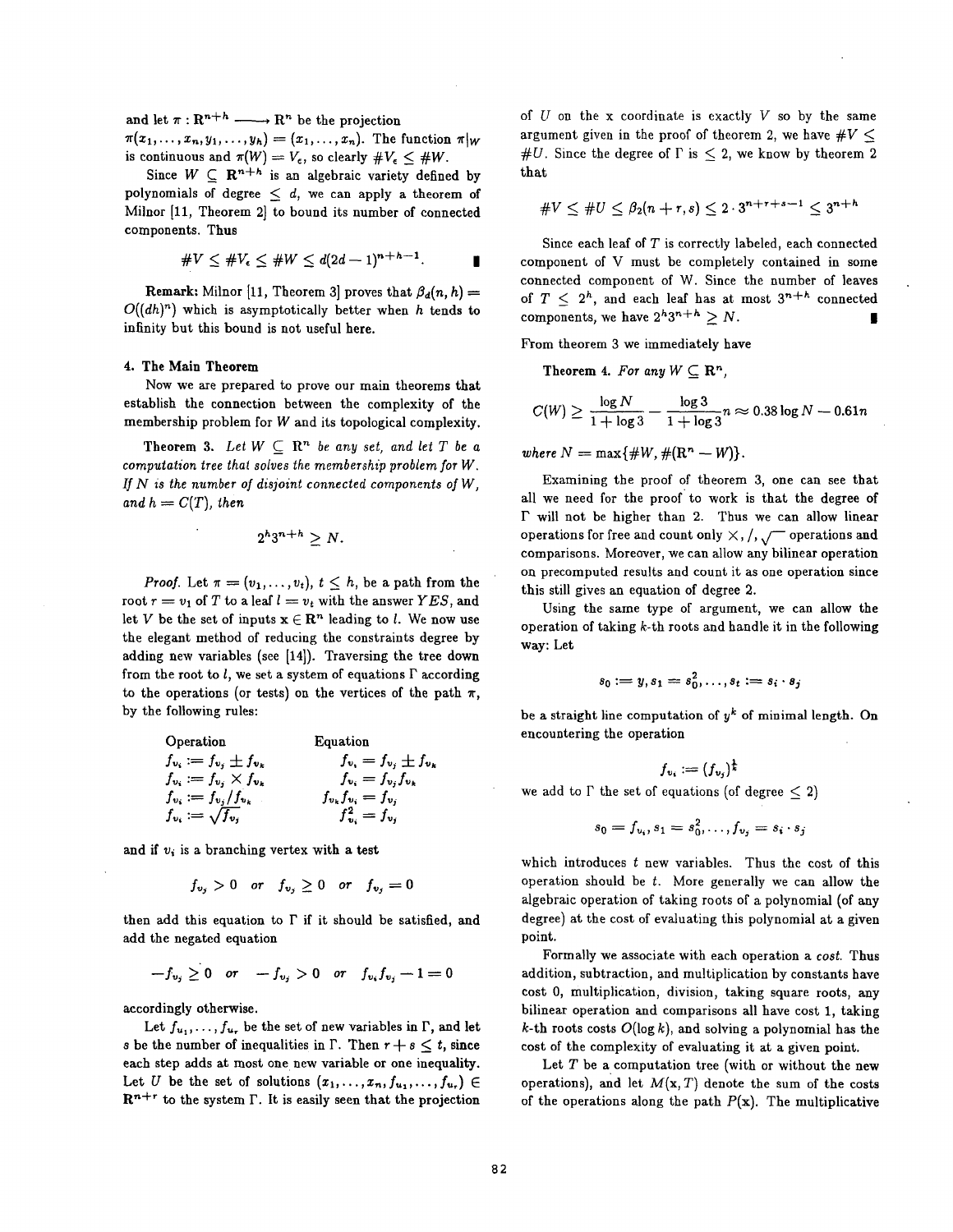and let $\pi : \mathbf{R}^{n+h} \longrightarrow \mathbf{R}^n$ be the projection $\pi(x_1, \ldots, x_n, y_1, \ldots, y_h) = (x_1, \ldots, x_n)$. The function $\pi|_W$ is continuous and $\pi(W) = V_\epsilon$, so clearly $\#V_\epsilon \leq \#W$.

Since $W \subseteq \mathbf{R}^{n+h}$ is an algebraic variety defined by polynomials of degree $\leq d$, we can apply a theorem of Milnor [11, Theorem 2] to bound its number of connected components. Thus

$$\#V \leq \#V_\epsilon \leq \#W \leq d(2d-1)^{n+h-1}. \qquad \blacksquare$$

**Remark:** Milnor [11, Theorem 3] proves that $\beta_d(n,h) = O((dh)^n)$ which is asymptotically better when $h$ tends to infinity but this bound is not useful here.

### 4. The Main Theorem

Now we are prepared to prove our main theorems that establish the connection between the complexity of the membership problem for $W$ and its topological complexity.

**Theorem 3.** *Let $W \subseteq \mathbf{R}^n$ be any set, and let $T$ be a computation tree that solves the membership problem for $W$. If $N$ is the number of disjoint connected components of $W$, and $h = C(T)$, then*

$$2^h 3^{n+h} \geq N.$$

*Proof.* Let $\pi = (v_1, \ldots, v_t)$, $t \leq h$, be a path from the root $r = v_1$ of $T$ to a leaf $l = v_t$ with the answer $YES$, and let $V$ be the set of inputs $\mathbf{x} \in \mathbf{R}^n$ leading to $l$. We now use the elegant method of reducing the constraints degree by adding new variables (see [14]). Traversing the tree down from the root to $l$, we set a system of equations $\Gamma$ according to the operations (or tests) on the vertices of the path $\pi$, by the following rules:

| Operation | Equation |
|---|---|
| $f_{v_i} := f_{v_j} \pm f_{v_k}$ | $f_{v_i} = f_{v_j} \pm f_{v_k}$ |
| $f_{v_i} := f_{v_j} \times f_{v_k}$ | $f_{v_i} = f_{v_j} f_{v_k}$ |
| $f_{v_i} := f_{v_j} / f_{v_k}$ | $f_{v_k} f_{v_i} = f_{v_j}$ |
| $f_{v_i} := \sqrt{f_{v_j}}$ | $f_{v_i}^2 = f_{v_j}$ |

and if $v_i$ is a branching vertex with a test

$$f_{v_j} > 0 \quad or \quad f_{v_j} \geq 0 \quad or \quad f_{v_j} = 0$$

then add this equation to $\Gamma$ if it should be satisfied, and add the negated equation

$$-f_{v_j} \geq 0 \quad or \quad -f_{v_j} > 0 \quad or \quad f_{v_i} f_{v_j} - 1 = 0$$

accordingly otherwise.

Let $f_{u_1}, \ldots, f_{u_r}$ be the set of new variables in $\Gamma$, and let $s$ be the number of inequalities in $\Gamma$. Then $r + s \leq t$, since each step adds at most one new variable or one inequality. Let $U$ be the set of solutions $(x_1, \ldots, x_n, f_{u_1}, \ldots, f_{u_r}) \in \mathbf{R}^{n+r}$ to the system $\Gamma$. It is easily seen that the projection of $U$ on the x coordinate is exactly $V$ so by the same argument given in the proof of theorem 2, we have $\#V \leq \#U$. Since the degree of $\Gamma$ is $\leq 2$, we know by theorem 2 that

$$\#V \leq \#U \leq \beta_2(n+r, s) \leq 2 \cdot 3^{n+r+s-1} \leq 3^{n+h}$$

Since each leaf of $T$ is correctly labeled, each connected component of V must be completely contained in some connected component of W. Since the number of leaves of $T \leq 2^h$, and each leaf has at most $3^{n+h}$ connected components, we have $2^h 3^{n+h} \geq N$. $\blacksquare$

From theorem 3 we immediately have

**Theorem 4.** *For any $W \subseteq \mathbf{R}^n$,*

$$C(W) \geq \frac{\log N}{1 + \log 3} - \frac{\log 3}{1 + \log 3} n \approx 0.38 \log N - 0.61n$$

*where $N = \max\{\#W, \#(\mathbf{R}^n - W)\}$.*

Examining the proof of theorem 3, one can see that all we need for the proof to work is that the degree of $\Gamma$ will not be higher than 2. Thus we can allow linear operations for free and count only $\times, /, \sqrt{\ }$ operations and comparisons. Moreover, we can allow any bilinear operation on precomputed results and count it as one operation since this still gives an equation of degree 2.

Using the same type of argument, we can allow the operation of taking $k$-th roots and handle it in the following way: Let

$$s_0 := y, s_1 = s_0^2, \ldots, s_t := s_i \cdot s_j$$

be a straight line computation of $y^k$ of minimal length. On encountering the operation

$$f_{v_i} := (f_{v_j})^{\frac{1}{k}}$$

we add to $\Gamma$ the set of equations (of degree $\leq 2$)

$$s_0 = f_{v_i}, s_1 = s_0^2, \ldots, f_{v_j} = s_i \cdot s_j$$

which introduces $t$ new variables. Thus the cost of this operation should be $t$. More generally we can allow the algebraic operation of taking roots of a polynomial (of any degree) at the cost of evaluating this polynomial at a given point.

Formally we associate with each operation a *cost*. Thus addition, subtraction, and multiplication by constants have cost 0, multiplication, division, taking square roots, any bilinear operation and comparisons all have cost 1, taking $k$-th roots costs $O(\log k)$, and solving a polynomial has the cost of the complexity of evaluating it at a given point.

Let $T$ be a computation tree (with or without the new operations), and let $M(\mathbf{x}, T)$ denote the sum of the costs of the operations along the path $P(\mathbf{x})$. The multiplicative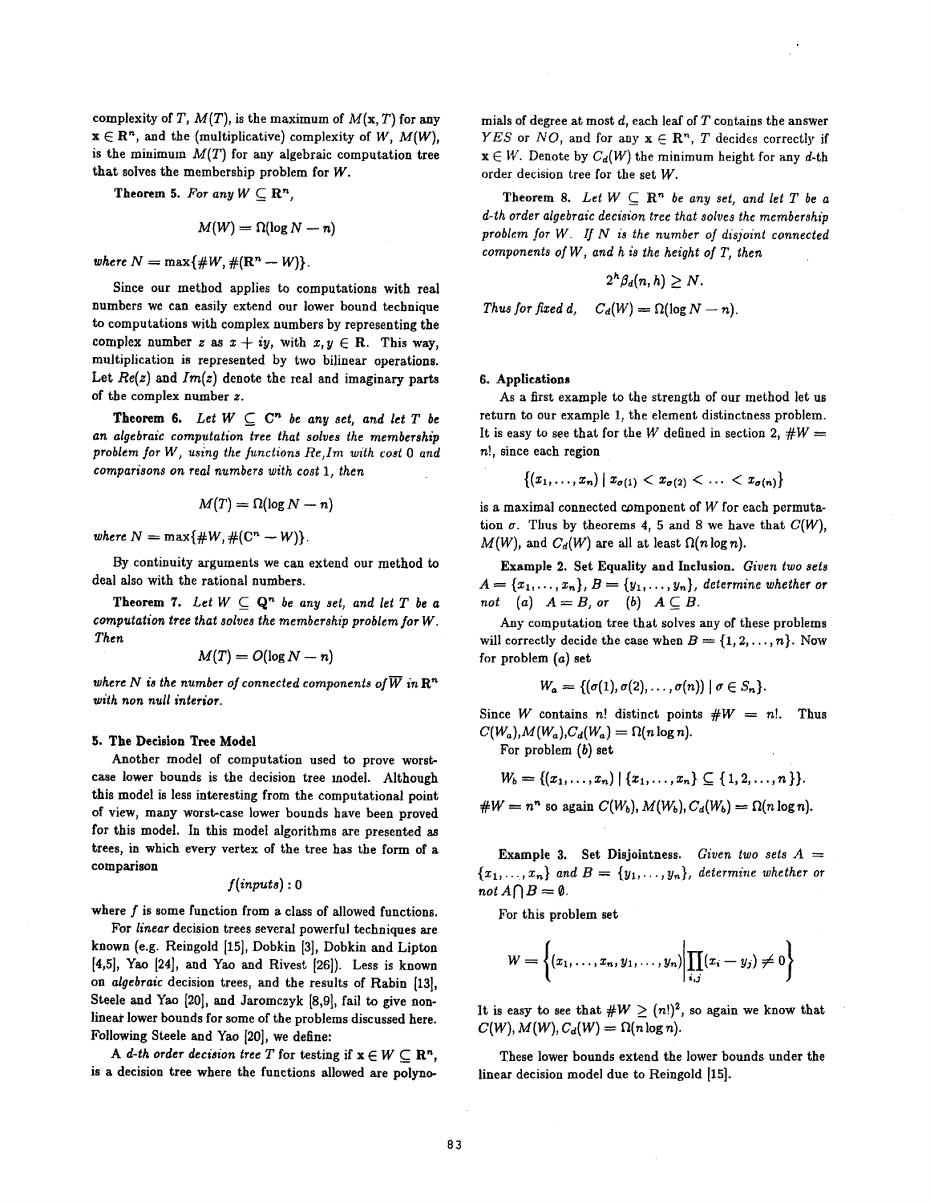complexity of $T$, $M(T)$, is the maximum of $M(\mathbf{x}, T)$ for any $\mathbf{x} \in \mathbf{R}^n$, and the (multiplicative) complexity of $W$, $M(W)$, is the minimum $M(T)$ for any algebraic computation tree that solves the membership problem for $W$.

**Theorem 5.** *For any* $W \subseteq \mathbf{R}^n$,

$$M(W) = \Omega(\log N - n)$$

*where* $N = \max\{\#W, \#(\mathbf{R}^n - W)\}$.

Since our method applies to computations with real numbers we can easily extend our lower bound technique to computations with complex numbers by representing the complex number $z$ as $x + iy$, with $x, y \in \mathbf{R}$. This way, multiplication is represented by two bilinear operations. Let $Re(z)$ and $Im(z)$ denote the real and imaginary parts of the complex number $z$.

**Theorem 6.** *Let* $W \subseteq \mathbf{C}^n$ *be any set, and let* $T$ *be an algebraic computation tree that solves the membership problem for* $W$*, using the functions* $Re, Im$ *with cost 0 and comparisons on real numbers with cost 1, then*

$$M(T) = \Omega(\log N - n)$$

*where* $N = \max\{\#W, \#(\mathbf{C}^n - W)\}$.

By continuity arguments we can extend our method to deal also with the rational numbers.

**Theorem 7.** *Let* $W \subseteq \mathbf{Q}^n$ *be any set, and let* $T$ *be a computation tree that solves the membership problem for* $W$*. Then*

$$M(T) = O(\log N - n)$$

*where* $N$ *is the number of connected components of* $\overline{W}$ *in* $\mathbf{R}^n$ *with non null interior.*

## 5. The Decision Tree Model

Another model of computation used to prove worst-case lower bounds is the decision tree model. Although this model is less interesting from the computational point of view, many worst-case lower bounds have been proved for this model. In this model algorithms are presented as trees, in which every vertex of the tree has the form of a comparison

$$f(inputs) : 0$$

where $f$ is some function from a class of allowed functions.

For *linear* decision trees several powerful techniques are known (e.g. Reingold [15], Dobkin [3], Dobkin and Lipton [4,5], Yao [24], and Yao and Rivest [26]). Less is known on *algebraic* decision trees, and the results of Rabin [13], Steele and Yao [20], and Jaromczyk [8,9], fail to give non-linear lower bounds for some of the problems discussed here. Following Steele and Yao [20], we define:

A *d-th order decision tree* $T$ for testing if $\mathbf{x} \in W \subseteq \mathbf{R}^n$, is a decision tree where the functions allowed are polynomials of degree at most $d$, each leaf of $T$ contains the answer $YES$ or $NO$, and for any $\mathbf{x} \in \mathbf{R}^n$, $T$ decides correctly if $\mathbf{x} \in W$. Denote by $C_d(W)$ the minimum height for any $d$-th order decision tree for the set $W$.

**Theorem 8.** *Let* $W \subseteq \mathbf{R}^n$ *be any set, and let* $T$ *be a d-th order algebraic decision tree that solves the membership problem for* $W$*. If* $N$ *is the number of disjoint connected components of* $W$*, and* $h$ *is the height of* $T$*, then*

$$2^h \beta_d(n, h) \geq N.$$

*Thus for fixed* $d$, $\quad C_d(W) = \Omega(\log N - n)$.

## 6. Applications

As a first example to the strength of our method let us return to our example 1, the element distinctness problem. It is easy to see that for the $W$ defined in section 2, $\#W = n!$, since each region

$$\{(x_1, \ldots, x_n) \mid x_{\sigma(1)} < x_{\sigma(2)} < \ldots < x_{\sigma(n)}\}$$

is a maximal connected component of $W$ for each permutation $\sigma$. Thus by theorems 4, 5 and 8 we have that $C(W)$, $M(W)$, and $C_d(W)$ are all at least $\Omega(n \log n)$.

**Example 2. Set Equality and Inclusion.** *Given two sets* $A = \{x_1, \ldots, x_n\}$, $B = \{y_1, \ldots, y_n\}$*, determine whether or not* (a) $A = B$*, or* (b) $A \subseteq B$.

Any computation tree that solves any of these problems will correctly decide the case when $B = \{1, 2, \ldots, n\}$. Now for problem (a) set

$$W_a = \{(\sigma(1), \sigma(2), \ldots, \sigma(n)) \mid \sigma \in S_n\}.$$

Since $W$ contains $n!$ distinct points $\#W = n!$. Thus $C(W_a), M(W_a), C_d(W_a) = \Omega(n \log n)$.

For problem (b) set

$$W_b = \{(x_1, \ldots, x_n) \mid \{x_1, \ldots, x_n\} \subseteq \{1, 2, \ldots, n\}\}.$$

$\#W = n^n$ so again $C(W_b), M(W_b), C_d(W_b) = \Omega(n \log n)$.

**Example 3. Set Disjointness.** *Given two sets* $A = \{x_1, \ldots, x_n\}$ *and* $B = \{y_1, \ldots, y_n\}$*, determine whether or not* $A \bigcap B = \emptyset$.

For this problem set

$$W = \left\{(x_1, \ldots, x_n, y_1, \ldots, y_n) \middle| \prod_{i,j} (x_i - y_j) \neq 0\right\}$$

It is easy to see that $\#W \geq (n!)^2$, so again we know that $C(W), M(W), C_d(W) = \Omega(n \log n)$.

These lower bounds extend the lower bounds under the linear decision model due to Reingold [15].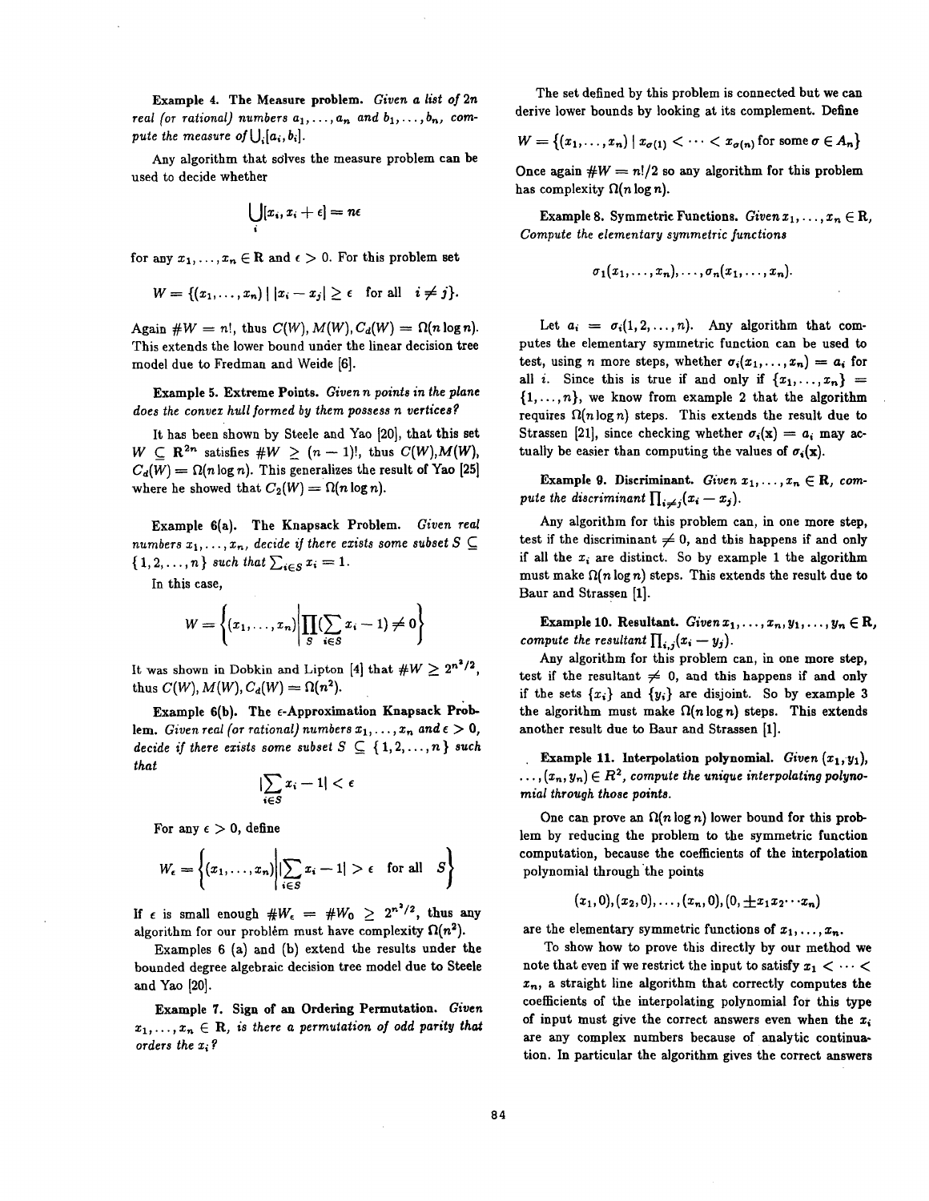**Example 4. The Measure problem.** *Given a list of 2n real (or rational) numbers $a_1, \ldots, a_n$ and $b_1, \ldots, b_n$, compute the measure of $\bigcup_i [a_i, b_i]$.*

Any algorithm that solves the measure problem can be used to decide whether

$$\bigcup_i [x_i, x_i + \epsilon] = n\epsilon$$

for any $x_1, \ldots, x_n \in \mathbf{R}$ and $\epsilon > 0$. For this problem set

$$W = \{(x_1, \ldots, x_n) \mid |x_i - x_j| \geq \epsilon \quad \text{for all} \quad i \neq j\}.$$

Again $\#W = n!$, thus $C(W), M(W), C_d(W) = \Omega(n \log n)$. This extends the lower bound under the linear decision tree model due to Fredman and Weide [6].

**Example 5. Extreme Points.** *Given n points in the plane does the convex hull formed by them possess n vertices?*

It has been shown by Steele and Yao [20], that this set $W \subseteq \mathbf{R}^{2n}$ satisfies $\#W \geq (n-1)!$, thus $C(W), M(W), C_d(W) = \Omega(n \log n)$. This generalizes the result of Yao [25] where he showed that $C_2(W) = \Omega(n \log n)$.

**Example 6(a). The Knapsack Problem.** *Given real numbers $x_1, \ldots, x_n$, decide if there exists some subset $S \subseteq \{1, 2, \ldots, n\}$ such that $\sum_{i \in S} x_i = 1$.*

In this case,

$$W = \left\{(x_1, \ldots, x_n) \middle| \prod_S (\sum_{i \in S} x_i - 1) \neq 0\right\}$$

It was shown in Dobkin and Lipton [4] that $\#W \geq 2^{n^2/2}$, thus $C(W), M(W), C_d(W) = \Omega(n^2)$.

**Example 6(b). The $\epsilon$-Approximation Knapsack Problem.** *Given real (or rational) numbers $x_1, \ldots, x_n$ and $\epsilon > 0$, decide if there exists some subset $S \subseteq \{1, 2, \ldots, n\}$ such that*

$$|\sum_{i \in S} x_i - 1| < \epsilon$$

For any $\epsilon > 0$, define

$$W_\epsilon = \left\{(x_1, \ldots, x_n) \middle| |\sum_{i \in S} x_i - 1| > \epsilon \quad \text{for all} \quad S\right\}$$

If $\epsilon$ is small enough $\#W_\epsilon = \#W_0 \geq 2^{n^2/2}$, thus any algorithm for our problem must have complexity $\Omega(n^2)$.

Examples 6 (a) and (b) extend the results under the bounded degree algebraic decision tree model due to Steele and Yao [20].

**Example 7. Sign of an Ordering Permutation.** *Given $x_1, \ldots, x_n \in \mathbf{R}$, is there a permutation of odd parity that orders the $x_i$?*

The set defined by this problem is connected but we can derive lower bounds by looking at its complement. Define

$$W = \{(x_1, \ldots, x_n) \mid x_{\sigma(1)} < \cdots < x_{\sigma(n)} \text{ for some } \sigma \in A_n\}$$

Once again $\#W = n!/2$ so any algorithm for this problem has complexity $\Omega(n \log n)$.

**Example 8. Symmetric Functions.** *Given $x_1, \ldots, x_n \in \mathbf{R}$, Compute the elementary symmetric functions*

$$\sigma_1(x_1, \ldots, x_n), \ldots, \sigma_n(x_1, \ldots, x_n).$$

Let $a_i = \sigma_i(1, 2, \ldots, n)$. Any algorithm that computes the elementary symmetric function can be used to test, using $n$ more steps, whether $\sigma_i(x_1, \ldots, x_n) = a_i$ for all $i$. Since this is true if and only if $\{x_1, \ldots, x_n\} = \{1, \ldots, n\}$, we know from example 2 that the algorithm requires $\Omega(n \log n)$ steps. This extends the result due to Strassen [21], since checking whether $\sigma_i(\mathbf{x}) = a_i$ may actually be easier than computing the values of $\sigma_i(\mathbf{x})$.

**Example 9. Discriminant.** *Given $x_1, \ldots, x_n \in \mathbf{R}$, compute the discriminant $\prod_{i \neq j}(x_i - x_j)$.*

Any algorithm for this problem can, in one more step, test if the discriminant $\neq 0$, and this happens if and only if all the $x_i$ are distinct. So by example 1 the algorithm must make $\Omega(n \log n)$ steps. This extends the result due to Baur and Strassen [1].

**Example 10. Resultant.** *Given $x_1, \ldots, x_n, y_1, \ldots, y_n \in \mathbf{R}$, compute the resultant $\prod_{i,j}(x_i - y_j)$.*

Any algorithm for this problem can, in one more step, test if the resultant $\neq 0$, and this happens if and only if the sets $\{x_i\}$ and $\{y_i\}$ are disjoint. So by example 3 the algorithm must make $\Omega(n \log n)$ steps. This extends another result due to Baur and Strassen [1].

**Example 11. Interpolation polynomial.** *Given $(x_1, y_1), \ldots, (x_n, y_n) \in R^2$, compute the unique interpolating polynomial through those points.*

One can prove an $\Omega(n \log n)$ lower bound for this problem by reducing the problem to the symmetric function computation, because the coefficients of the interpolation polynomial through the points

$$(x_1, 0), (x_2, 0), \ldots, (x_n, 0), (0, \pm x_1 x_2 \cdots x_n)$$

are the elementary symmetric functions of $x_1, \ldots, x_n$.

To show how to prove this directly by our method we note that even if we restrict the input to satisfy $x_1 < \cdots < x_n$, a straight line algorithm that correctly computes the coefficients of the interpolating polynomial for this type of input must give the correct answers even when the $x_i$ are any complex numbers because of analytic continuation. In particular the algorithm gives the correct answers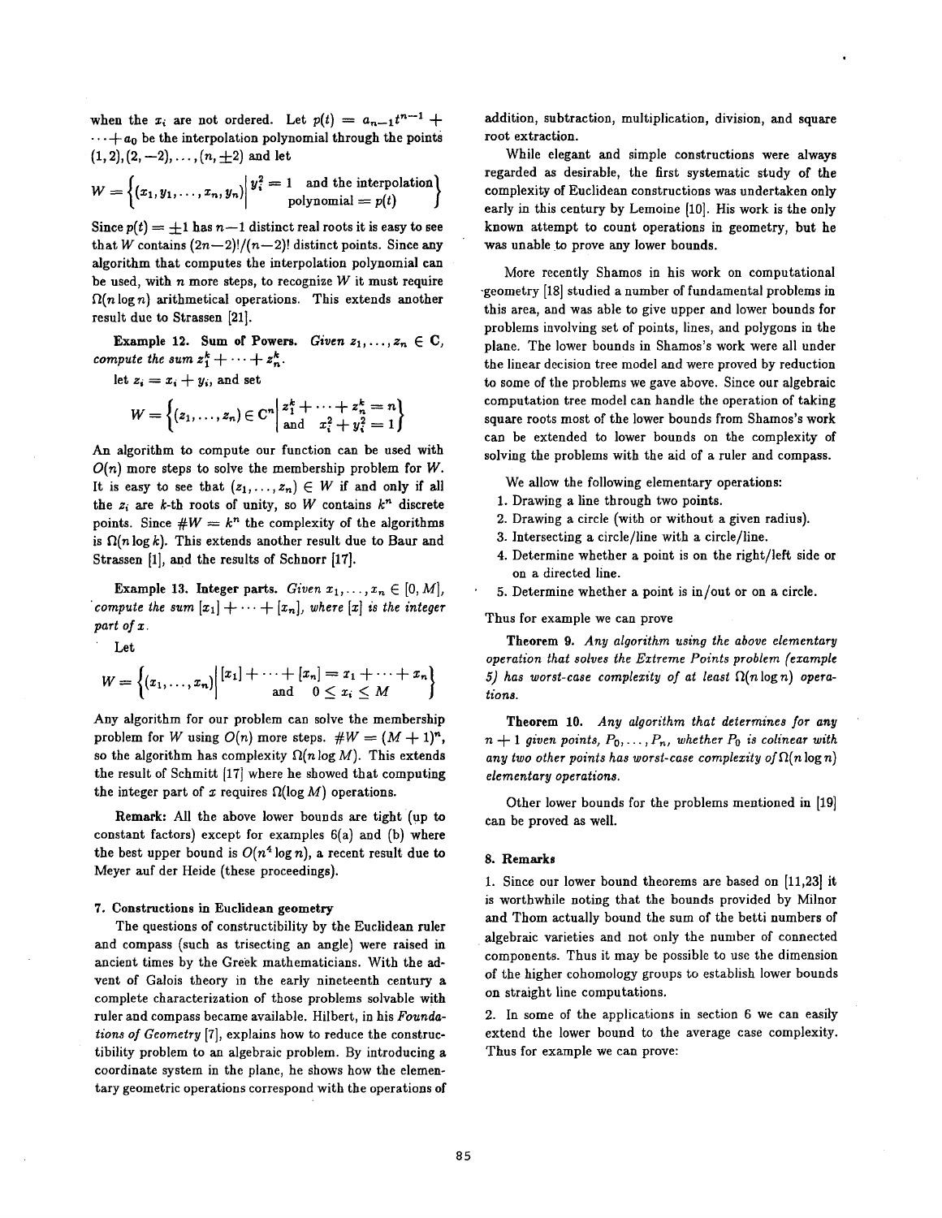when the $x_i$ are not ordered. Let $p(t) = a_{n-1}t^{n-1} + \cdots + a_0$ be the interpolation polynomial through the points $(1, 2), (2, -2), \ldots, (n, \pm 2)$ and let

$$W = \left\{ (x_1, y_1, \ldots, x_n, y_n) \,\middle|\, \begin{array}{l} y_i^2 = 1 \text{ and the interpolation} \\ \text{polynomial} = p(t) \end{array} \right\}$$

Since $p(t) = \pm 1$ has $n-1$ distinct real roots it is easy to see that $W$ contains $(2n-2)!/(n-2)!$ distinct points. Since any algorithm that computes the interpolation polynomial can be used, with $n$ more steps, to recognize $W$ it must require $\Omega(n \log n)$ arithmetical operations. This extends another result due to Strassen [21].

**Example 12. Sum of Powers.** *Given $z_1, \ldots, z_n \in \mathbf{C}$, compute the sum $z_1^k + \cdots + z_n^k$.*

let $z_i = x_i + y_i$, and set

$$W = \left\{ (z_1, \ldots, z_n) \in \mathbf{C}^n \,\middle|\, \begin{array}{l} z_1^k + \cdots + z_n^k = n \\ \text{and} \quad x_i^2 + y_i^2 = 1 \end{array} \right\}$$

An algorithm to compute our function can be used with $O(n)$ more steps to solve the membership problem for $W$. It is easy to see that $(z_1, \ldots, z_n) \in W$ if and only if all the $z_i$ are $k$-th roots of unity, so $W$ contains $k^n$ discrete points. Since $\#W = k^n$ the complexity of the algorithms is $\Omega(n \log k)$. This extends another result due to Baur and Strassen [1], and the results of Schnorr [17].

**Example 13. Integer parts.** *Given $x_1, \ldots, x_n \in [0, M]$, compute the sum $[x_1] + \cdots + [x_n]$, where $[x]$ is the integer part of $x$.*

Let

$$W = \left\{ (x_1, \ldots, x_n) \,\middle|\, \begin{array}{l} [x_1] + \cdots + [x_n] = x_1 + \cdots + x_n \\ \text{and} \quad 0 \le x_i \le M \end{array} \right\}$$

Any algorithm for our problem can solve the membership problem for $W$ using $O(n)$ more steps. $\#W = (M+1)^n$, so the algorithm has complexity $\Omega(n \log M)$. This extends the result of Schmitt [17] where he showed that computing the integer part of $x$ requires $\Omega(\log M)$ operations.

**Remark:** All the above lower bounds are tight (up to constant factors) except for examples 6(a) and (b) where the best upper bound is $O(n^4 \log n)$, a recent result due to Meyer auf der Heide (these proceedings).

## 7. Constructions in Euclidean geometry

The questions of constructibility by the Euclidean ruler and compass (such as trisecting an angle) were raised in ancient times by the Greek mathematicians. With the advent of Galois theory in the early nineteenth century a complete characterization of those problems solvable with ruler and compass became available. Hilbert, in his *Foundations of Geometry* [7], explains how to reduce the constructibility problem to an algebraic problem. By introducing a coordinate system in the plane, he shows how the elementary geometric operations correspond with the operations of addition, subtraction, multiplication, division, and square root extraction.

While elegant and simple constructions were always regarded as desirable, the first systematic study of the complexity of Euclidean constructions was undertaken only early in this century by Lemoine [10]. His work is the only known attempt to count operations in geometry, but he was unable to prove any lower bounds.

More recently Shamos in his work on computational geometry [18] studied a number of fundamental problems in this area, and was able to give upper and lower bounds for problems involving set of points, lines, and polygons in the plane. The lower bounds in Shamos's work were all under the linear decision tree model and were proved by reduction to some of the problems we gave above. Since our algebraic computation tree model can handle the operation of taking square roots most of the lower bounds from Shamos's work can be extended to lower bounds on the complexity of solving the problems with the aid of a ruler and compass.

We allow the following elementary operations:

1. Drawing a line through two points.
2. Drawing a circle (with or without a given radius).
3. Intersecting a circle/line with a circle/line.
4. Determine whether a point is on the right/left side or on a directed line.
5. Determine whether a point is in/out or on a circle.

Thus for example we can prove

**Theorem 9.** *Any algorithm using the above elementary operation that solves the Extreme Points problem (example 5) has worst-case complexity of at least $\Omega(n \log n)$ operations.*

**Theorem 10.** *Any algorithm that determines for any $n+1$ given points, $P_0, \ldots, P_n$, whether $P_0$ is colinear with any two other points has worst-case complexity of $\Omega(n \log n)$ elementary operations.*

Other lower bounds for the problems mentioned in [19] can be proved as well.

## 8. Remarks

1. Since our lower bound theorems are based on [11,23] it is worthwhile noting that the bounds provided by Milnor and Thom actually bound the sum of the betti numbers of algebraic varieties and not only the number of connected components. Thus it may be possible to use the dimension of the higher cohomology groups to establish lower bounds on straight line computations.

2. In some of the applications in section 6 we can easily extend the lower bound to the average case complexity. Thus for example we can prove: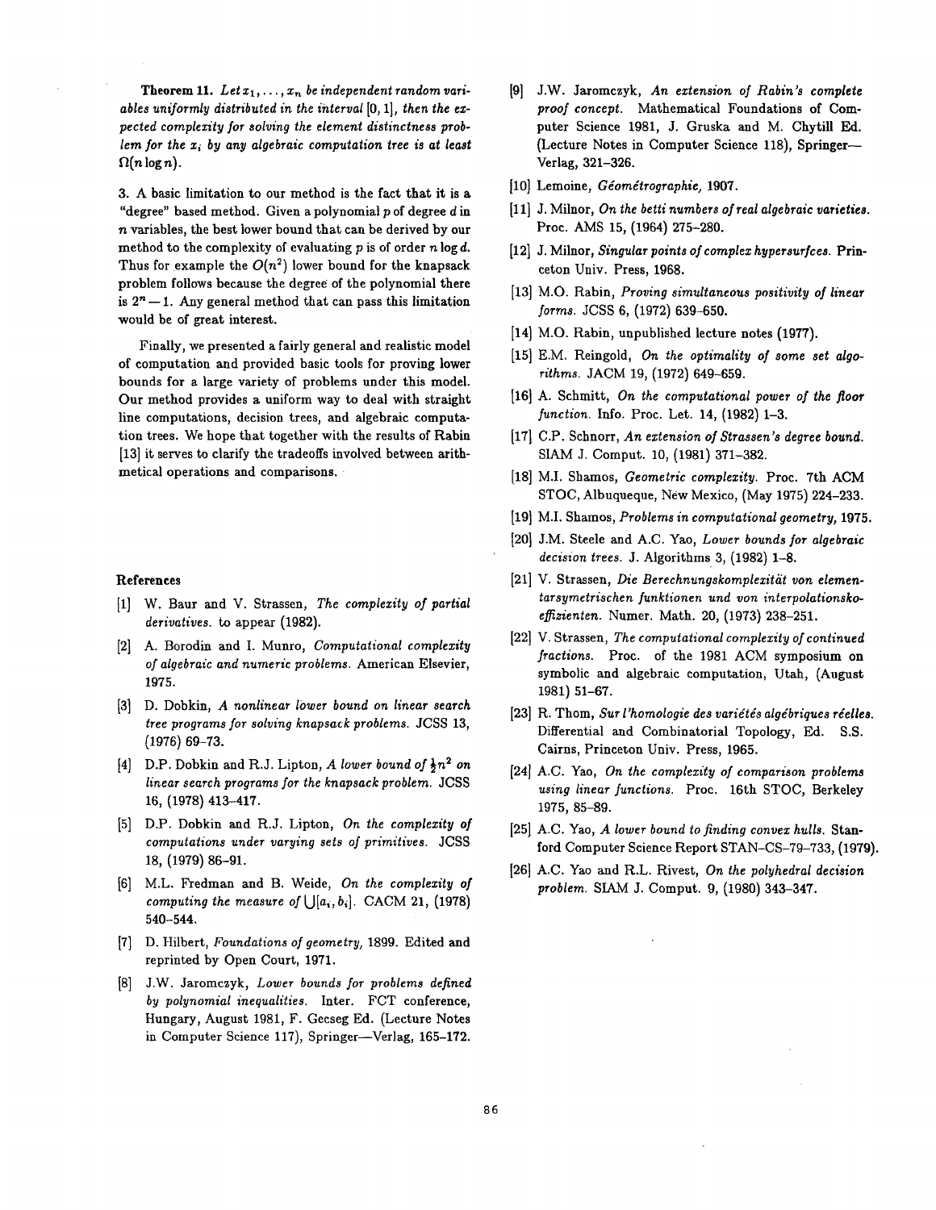**Theorem 11.** *Let $x_1, \ldots, x_n$ be independent random variables uniformly distributed in the interval $[0, 1]$, then the expected complexity for solving the element distinctness problem for the $x_i$ by any algebraic computation tree is at least $\Omega(n \log n)$.*

3. A basic limitation to our method is the fact that it is a "degree" based method. Given a polynomial $p$ of degree $d$ in $n$ variables, the best lower bound that can be derived by our method to the complexity of evaluating $p$ is of order $n \log d$. Thus for example the $O(n^2)$ lower bound for the knapsack problem follows because the degree of the polynomial there is $2^n - 1$. Any general method that can pass this limitation would be of great interest.

Finally, we presented a fairly general and realistic model of computation and provided basic tools for proving lower bounds for a large variety of problems under this model. Our method provides a uniform way to deal with straight line computations, decision trees, and algebraic computation trees. We hope that together with the results of Rabin [13] it serves to clarify the tradeoffs involved between arithmetical operations and comparisons.

## References

[1] W. Baur and V. Strassen, *The complexity of partial derivatives.* to appear (1982).

[2] A. Borodin and I. Munro, *Computational complexity of algebraic and numeric problems.* American Elsevier, 1975.

[3] D. Dobkin, *A nonlinear lower bound on linear search tree programs for solving knapsack problems.* JCSS 13, (1976) 69–73.

[4] D.P. Dobkin and R.J. Lipton, *A lower bound of $\frac{1}{2}n^2$ on linear search programs for the knapsack problem.* JCSS 16, (1978) 413–417.

[5] D.P. Dobkin and R.J. Lipton, *On the complexity of computations under varying sets of primitives.* JCSS 18, (1979) 86–91.

[6] M.L. Fredman and B. Weide, *On the complexity of computing the measure of $\bigcup[a_i, b_i]$.* CACM 21, (1978) 540–544.

[7] D. Hilbert, *Foundations of geometry,* 1899. Edited and reprinted by Open Court, 1971.

[8] J.W. Jaromczyk, *Lower bounds for problems defined by polynomial inequalities.* Inter. FCT conference, Hungary, August 1981, F. Gecseg Ed. (Lecture Notes in Computer Science 117), Springer—Verlag, 165–172.

[9] J.W. Jaromczyk, *An extension of Rabin's complete proof concept.* Mathematical Foundations of Computer Science 1981, J. Gruska and M. Chytill Ed. (Lecture Notes in Computer Science 118), Springer—Verlag, 321–326.

[10] Lemoine, *Géométrographie,* 1907.

[11] J. Milnor, *On the betti numbers of real algebraic varieties.* Proc. AMS 15, (1964) 275–280.

[12] J. Milnor, *Singular points of complex hypersurfces.* Princeton Univ. Press, 1968.

[13] M.O. Rabin, *Proving simultaneous positivity of linear forms.* JCSS 6, (1972) 639–650.

[14] M.O. Rabin, unpublished lecture notes (1977).

[15] E.M. Reingold, *On the optimality of some set algorithms.* JACM 19, (1972) 649–659.

[16] A. Schmitt, *On the computational power of the floor function.* Info. Proc. Let. 14, (1982) 1–3.

[17] C.P. Schnorr, *An extension of Strassen's degree bound.* SIAM J. Comput. 10, (1981) 371–382.

[18] M.I. Shamos, *Geometric complexity.* Proc. 7th ACM STOC, Albuqueque, New Mexico, (May 1975) 224–233.

[19] M.I. Shamos, *Problems in computational geometry,* 1975.

[20] J.M. Steele and A.C. Yao, *Lower bounds for algebraic decision trees.* J. Algorithms 3, (1982) 1–8.

[21] V. Strassen, *Die Berechnungskomplexität von elementarsymetrischen funktionen und von interpolationskoeffizienten.* Numer. Math. 20, (1973) 238–251.

[22] V. Strassen, *The computational complexity of continued fractions.* Proc. of the 1981 ACM symposium on symbolic and algebraic computation, Utah, (August 1981) 51–67.

[23] R. Thom, *Sur l'homologie des variétés algébriques réelles.* Differential and Combinatorial Topology, Ed. S.S. Cairns, Princeton Univ. Press, 1965.

[24] A.C. Yao, *On the complexity of comparison problems using linear functions.* Proc. 16th STOC, Berkeley 1975, 85–89.

[25] A.C. Yao, *A lower bound to finding convex hulls.* Stanford Computer Science Report STAN-CS-79-733, (1979).

[26] A.C. Yao and R.L. Rivest, *On the polyhedral decision problem.* SIAM J. Comput. 9, (1980) 343–347.